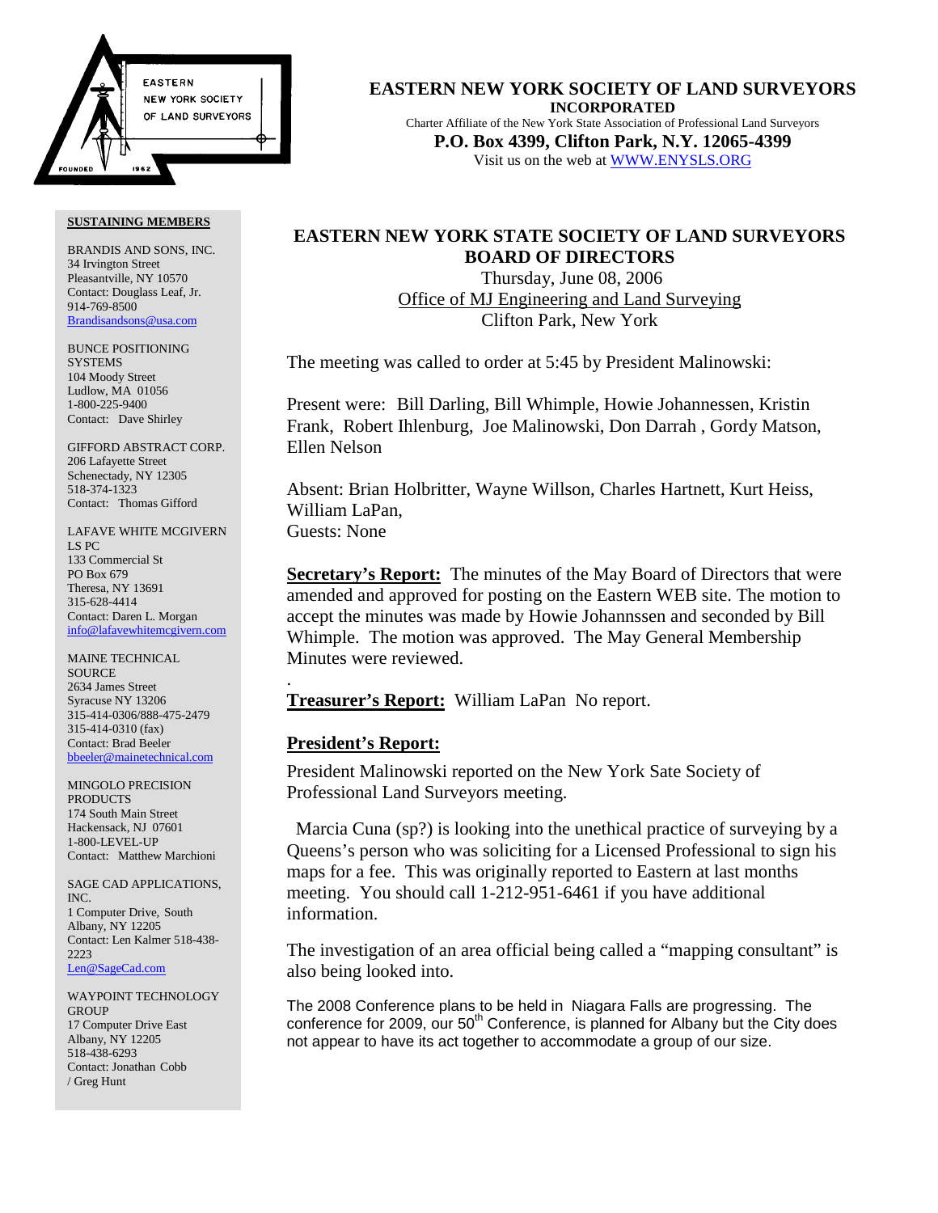# EASTERN NEW YORK SOCIETY OF LAND SURVEYORS

**INCORPORATED**

Charter Affiliate of the New York State Association of Professional Land Surveyors

**P.O. Box 4399, Clifton Park, N.Y. 12065-4399**

Visit us on the web at WWW.ENYSLS.ORG

**SUSTAINING MEMBERS**

BRANDIS AND SONS, INC.
34 Irvington Street
Pleasantville, NY 10570
Contact: Douglass Leaf, Jr.
914-769-8500
Brandisandsons@usa.com

BUNCE POSITIONING SYSTEMS
104 Moody Street
Ludlow, MA 01056
1-800-225-9400
Contact: Dave Shirley

GIFFORD ABSTRACT CORP.
206 Lafayette Street
Schenectady, NY 12305
518-374-1323
Contact: Thomas Gifford

LAFAVE WHITE MCGIVERN LS PC
133 Commercial St
PO Box 679
Theresa, NY 13691
315-628-4414
Contact: Daren L. Morgan
info@lafavewhitemcgivern.com

MAINE TECHNICAL SOURCE
2634 James Street
Syracuse NY 13206
315-414-0306/888-475-2479
315-414-0310 (fax)
Contact: Brad Beeler
bbeeler@mainetechnical.com

MINGOLO PRECISION PRODUCTS
174 South Main Street
Hackensack, NJ 07601
1-800-LEVEL-UP
Contact: Matthew Marchioni

SAGE CAD APPLICATIONS, INC.
1 Computer Drive, South
Albany, NY 12205
Contact: Len Kalmer 518-438-2223
Len@SageCad.com

WAYPOINT TECHNOLOGY GROUP
17 Computer Drive East
Albany, NY 12205
518-438-6293
Contact: Jonathan Cobb / Greg Hunt

## EASTERN NEW YORK STATE SOCIETY OF LAND SURVEYORS BOARD OF DIRECTORS

Thursday, June 08, 2006
Office of MJ Engineering and Land Surveying
Clifton Park, New York

The meeting was called to order at 5:45 by President Malinowski:

Present were: Bill Darling, Bill Whimple, Howie Johannessen, Kristin Frank, Robert Ihlenburg, Joe Malinowski, Don Darrah , Gordy Matson, Ellen Nelson

Absent: Brian Holbritter, Wayne Willson, Charles Hartnett, Kurt Heiss, William LaPan,
Guests: None

**Secretary's Report:** The minutes of the May Board of Directors that were amended and approved for posting on the Eastern WEB site. The motion to accept the minutes was made by Howie Johannssen and seconded by Bill Whimple. The motion was approved. The May General Membership Minutes were reviewed.

.

**Treasurer's Report:** William LaPan No report.

**President's Report:**

President Malinowski reported on the New York Sate Society of Professional Land Surveyors meeting.

Marcia Cuna (sp?) is looking into the unethical practice of surveying by a Queens's person who was soliciting for a Licensed Professional to sign his maps for a fee. This was originally reported to Eastern at last months meeting. You should call 1-212-951-6461 if you have additional information.

The investigation of an area official being called a "mapping consultant" is also being looked into.

The 2008 Conference plans to be held in Niagara Falls are progressing. The conference for 2009, our 50th Conference, is planned for Albany but the City does not appear to have its act together to accommodate a group of our size.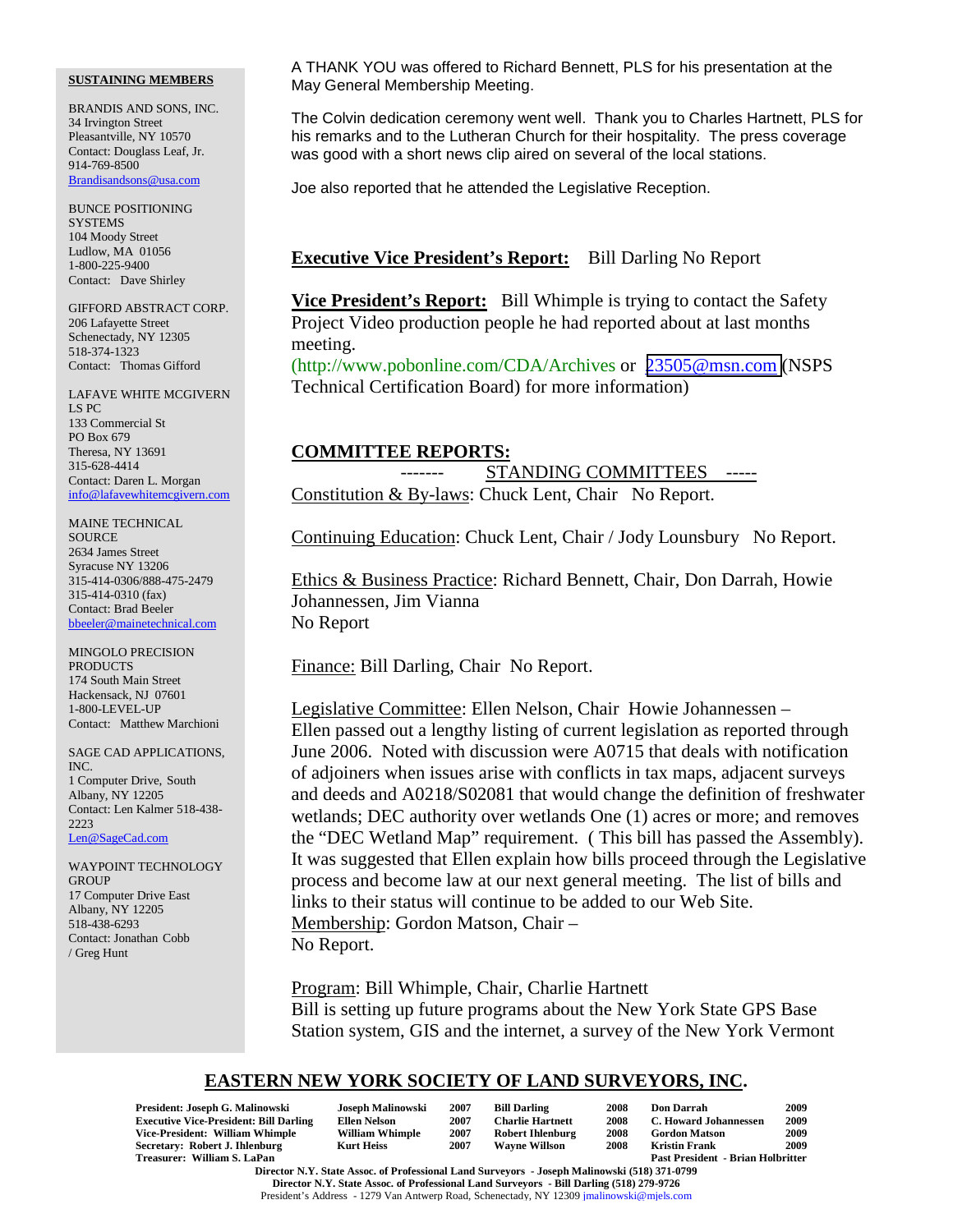**SUSTAINING MEMBERS**

BRANDIS AND SONS, INC.
34 Irvington Street
Pleasantville, NY 10570
Contact: Douglass Leaf, Jr.
914-769-8500
Brandisandsons@usa.com

BUNCE POSITIONING SYSTEMS
104 Moody Street
Ludlow, MA 01056
1-800-225-9400
Contact: Dave Shirley

GIFFORD ABSTRACT CORP.
206 Lafayette Street
Schenectady, NY 12305
518-374-1323
Contact: Thomas Gifford

LAFAVE WHITE MCGIVERN LS PC
133 Commercial St
PO Box 679
Theresa, NY 13691
315-628-4414
Contact: Daren L. Morgan
info@lafavewhitemcgivern.com

MAINE TECHNICAL SOURCE
2634 James Street
Syracuse NY 13206
315-414-0306/888-475-2479
315-414-0310 (fax)
Contact: Brad Beeler
bbeeler@mainetechnical.com

MINGOLO PRECISION PRODUCTS
174 South Main Street
Hackensack, NJ 07601
1-800-LEVEL-UP
Contact: Matthew Marchioni

SAGE CAD APPLICATIONS, INC.
1 Computer Drive, South
Albany, NY 12205
Contact: Len Kalmer 518-438-2223
Len@SageCad.com

WAYPOINT TECHNOLOGY GROUP
17 Computer Drive East
Albany, NY 12205
518-438-6293
Contact: Jonathan Cobb / Greg Hunt

A THANK YOU was offered to Richard Bennett, PLS for his presentation at the May General Membership Meeting.

The Colvin dedication ceremony went well. Thank you to Charles Hartnett, PLS for his remarks and to the Lutheran Church for their hospitality. The press coverage was good with a short news clip aired on several of the local stations.

Joe also reported that he attended the Legislative Reception.

**Executive Vice President's Report:** Bill Darling No Report

**Vice President's Report:** Bill Whimple is trying to contact the Safety Project Video production people he had reported about at last months meeting.
(http://www.pobonline.com/CDA/Archives or 23505@msn.com (NSPS Technical Certification Board) for more information)

**COMMITTEE REPORTS:**

------- STANDING COMMITTEES -----

Constitution & By-laws: Chuck Lent, Chair No Report.

Continuing Education: Chuck Lent, Chair / Jody Lounsbury No Report.

Ethics & Business Practice: Richard Bennett, Chair, Don Darrah, Howie Johannessen, Jim Vianna
No Report

Finance: Bill Darling, Chair No Report.

Legislative Committee: Ellen Nelson, Chair Howie Johannessen –
Ellen passed out a lengthy listing of current legislation as reported through June 2006. Noted with discussion were A0715 that deals with notification of adjoiners when issues arise with conflicts in tax maps, adjacent surveys and deeds and A0218/S02081 that would change the definition of freshwater wetlands; DEC authority over wetlands One (1) acres or more; and removes the "DEC Wetland Map" requirement. ( This bill has passed the Assembly). It was suggested that Ellen explain how bills proceed through the Legislative process and become law at our next general meeting. The list of bills and links to their status will continue to be added to our Web Site.

Membership: Gordon Matson, Chair –
No Report.

Program: Bill Whimple, Chair, Charlie Hartnett
Bill is setting up future programs about the New York State GPS Base Station system, GIS and the internet, a survey of the New York Vermont

**EASTERN NEW YORK SOCIETY OF LAND SURVEYORS, INC.**

| | | | | | | |
|---|---|---|---|---|---|---|
| President: Joseph G. Malinowski | Joseph Malinowski | 2007 | Bill Darling | 2008 | Don Darrah | 2009 |
| Executive Vice-President: Bill Darling | Ellen Nelson | 2007 | Charlie Hartnett | 2008 | C. Howard Johannessen | 2009 |
| Vice-President: William Whimple | William Whimple | 2007 | Robert Ihlenburg | 2008 | Gordon Matson | 2009 |
| Secretary: Robert J. Ihlenburg | Kurt Heiss | 2007 | Wayne Willson | 2008 | Kristin Frank | 2009 |
| Treasurer: William S. LaPan | | | | | Past President - Brian Holbritter | |

Director N.Y. State Assoc. of Professional Land Surveyors - Joseph Malinowski (518) 371-0799
Director N.Y. State Assoc. of Professional Land Surveyors - Bill Darling (518) 279-9726
President's Address - 1279 Van Antwerp Road, Schenectady, NY 12309 jmalinowski@mjels.com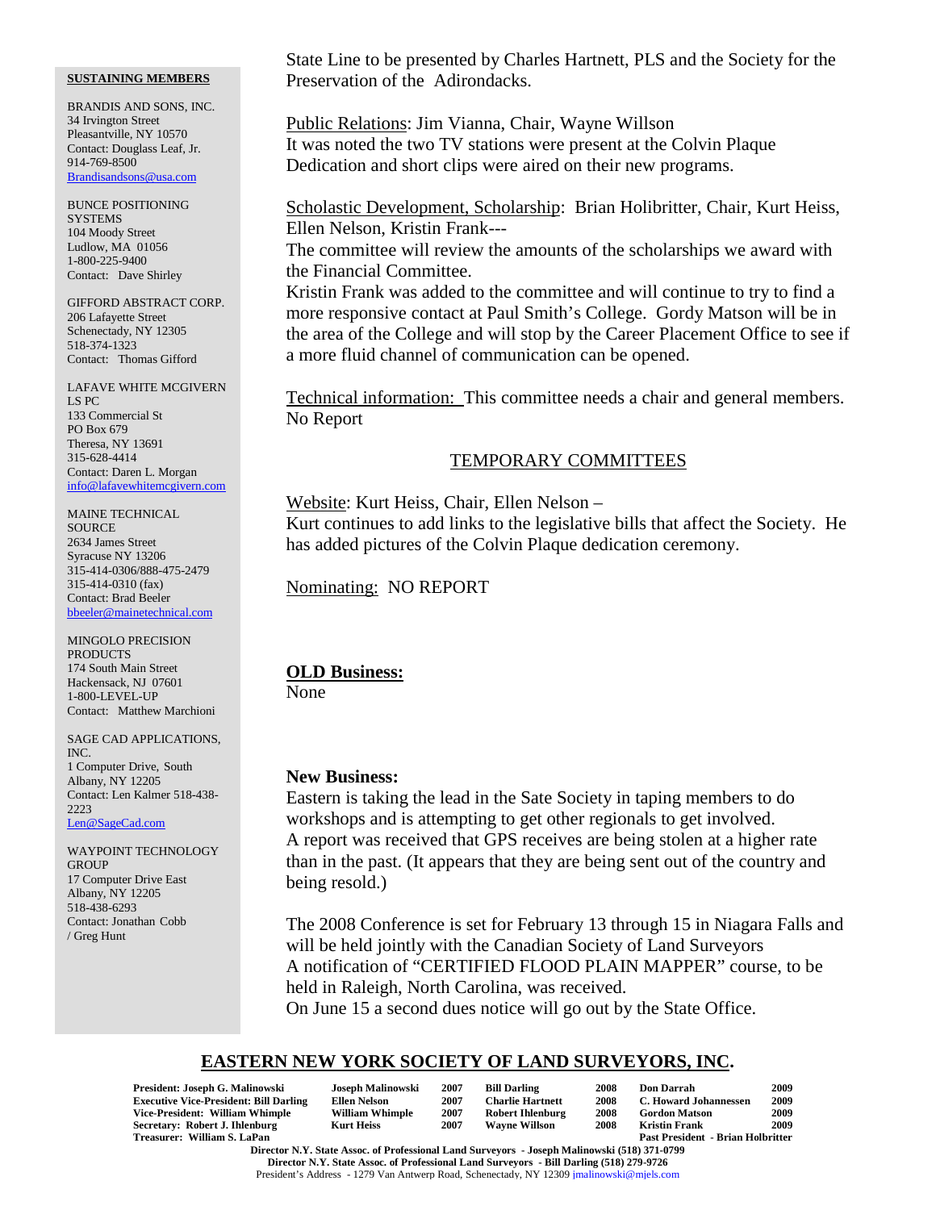State Line to be presented by Charles Hartnett, PLS and the Society for the Preservation of the Adirondacks.

Public Relations: Jim Vianna, Chair, Wayne Willson
It was noted the two TV stations were present at the Colvin Plaque Dedication and short clips were aired on their new programs.

Scholastic Development, Scholarship: Brian Holibritter, Chair, Kurt Heiss, Ellen Nelson, Kristin Frank---
The committee will review the amounts of the scholarships we award with the Financial Committee.
Kristin Frank was added to the committee and will continue to try to find a more responsive contact at Paul Smith's College. Gordy Matson will be in the area of the College and will stop by the Career Placement Office to see if a more fluid channel of communication can be opened.

Technical information: This committee needs a chair and general members.
No Report

## TEMPORARY COMMITTEES

Website: Kurt Heiss, Chair, Ellen Nelson –
Kurt continues to add links to the legislative bills that affect the Society. He has added pictures of the Colvin Plaque dedication ceremony.

Nominating: NO REPORT

**OLD Business:**
None

**New Business:**
Eastern is taking the lead in the Sate Society in taping members to do workshops and is attempting to get other regionals to get involved.
A report was received that GPS receives are being stolen at a higher rate than in the past. (It appears that they are being sent out of the country and being resold.)

The 2008 Conference is set for February 13 through 15 in Niagara Falls and will be held jointly with the Canadian Society of Land Surveyors
A notification of "CERTIFIED FLOOD PLAIN MAPPER" course, to be held in Raleigh, North Carolina, was received.
On June 15 a second dues notice will go out by the State Office.

**SUSTAINING MEMBERS**

BRANDIS AND SONS, INC.
34 Irvington Street
Pleasantville, NY 10570
Contact: Douglass Leaf, Jr.
914-769-8500
Brandisandsons@usa.com

BUNCE POSITIONING SYSTEMS
104 Moody Street
Ludlow, MA 01056
1-800-225-9400
Contact: Dave Shirley

GIFFORD ABSTRACT CORP.
206 Lafayette Street
Schenectady, NY 12305
518-374-1323
Contact: Thomas Gifford

LAFAVE WHITE MCGIVERN LS PC
133 Commercial St
PO Box 679
Theresa, NY 13691
315-628-4414
Contact: Daren L. Morgan
info@lafavewhitemcgivern.com

MAINE TECHNICAL SOURCE
2634 James Street
Syracuse NY 13206
315-414-0306/888-475-2479
315-414-0310 (fax)
Contact: Brad Beeler
bbeeler@mainetechnical.com

MINGOLO PRECISION PRODUCTS
174 South Main Street
Hackensack, NJ 07601
1-800-LEVEL-UP
Contact: Matthew Marchioni

SAGE CAD APPLICATIONS, INC.
1 Computer Drive, South
Albany, NY 12205
Contact: Len Kalmer 518-438-2223
Len@SageCad.com

WAYPOINT TECHNOLOGY GROUP
17 Computer Drive East
Albany, NY 12205
518-438-6293
Contact: Jonathan Cobb / Greg Hunt

## EASTERN NEW YORK SOCIETY OF LAND SURVEYORS, INC.

| | | | | | | |
|---|---|---|---|---|---|---|
| President: Joseph G. Malinowski | Joseph Malinowski | 2007 | Bill Darling | 2008 | Don Darrah | 2009 |
| Executive Vice-President: Bill Darling | Ellen Nelson | 2007 | Charlie Hartnett | 2008 | C. Howard Johannessen | 2009 |
| Vice-President: William Whimple | William Whimple | 2007 | Robert Ihlenburg | 2008 | Gordon Matson | 2009 |
| Secretary: Robert J. Ihlenburg | Kurt Heiss | 2007 | Wayne Willson | 2008 | Kristin Frank | 2009 |
| Treasurer: William S. LaPan | | | | | Past President - Brian Holbritter | |

Director N.Y. State Assoc. of Professional Land Surveyors - Joseph Malinowski (518) 371-0799
Director N.Y. State Assoc. of Professional Land Surveyors - Bill Darling (518) 279-9726
President's Address - 1279 Van Antwerp Road, Schenectady, NY 12309 jmalinowski@mjels.com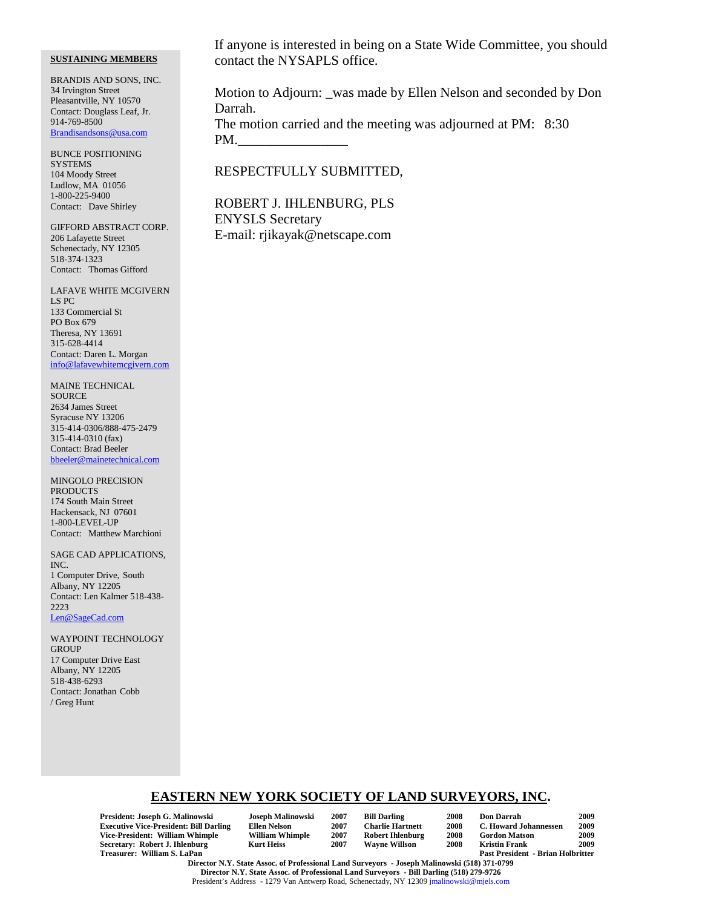If anyone is interested in being on a State Wide Committee, you should contact the NYSAPLS office.

Motion to Adjourn: _was made by Ellen Nelson and seconded by Don Darrah.
The motion carried and the meeting was adjourned at PM: 8:30 PM.________________

RESPECTFULLY SUBMITTED,

ROBERT J. IHLENBURG, PLS
ENYSLS Secretary
E-mail: rjikayak@netscape.com

**SUSTAINING MEMBERS**

BRANDIS AND SONS, INC.
34 Irvington Street
Pleasantville, NY 10570
Contact: Douglass Leaf, Jr.
914-769-8500
Brandisandsons@usa.com

BUNCE POSITIONING SYSTEMS
104 Moody Street
Ludlow, MA 01056
1-800-225-9400
Contact: Dave Shirley

GIFFORD ABSTRACT CORP.
206 Lafayette Street
Schenectady, NY 12305
518-374-1323
Contact: Thomas Gifford

LAFAVE WHITE MCGIVERN LS PC
133 Commercial St
PO Box 679
Theresa, NY 13691
315-628-4414
Contact: Daren L. Morgan
info@lafavewhitemcgivern.com

MAINE TECHNICAL SOURCE
2634 James Street
Syracuse NY 13206
315-414-0306/888-475-2479
315-414-0310 (fax)
Contact: Brad Beeler
bbeeler@mainetechnical.com

MINGOLO PRECISION PRODUCTS
174 South Main Street
Hackensack, NJ 07601
1-800-LEVEL-UP
Contact: Matthew Marchioni

SAGE CAD APPLICATIONS, INC.
1 Computer Drive, South
Albany, NY 12205
Contact: Len Kalmer 518-438-2223
Len@SageCad.com

WAYPOINT TECHNOLOGY GROUP
17 Computer Drive East
Albany, NY 12205
518-438-6293
Contact: Jonathan Cobb / Greg Hunt

## EASTERN NEW YORK SOCIETY OF LAND SURVEYORS, INC.

| | | | | | | | |
|---|---|---|---|---|---|---|---|
| **President: Joseph G. Malinowski** | **Joseph Malinowski** | **2007** | **Bill Darling** | **2008** | **Don Darrah** | **2009** |
| **Executive Vice-President: Bill Darling** | **Ellen Nelson** | **2007** | **Charlie Hartnett** | **2008** | **C. Howard Johannessen** | **2009** |
| **Vice-President: William Whimple** | **William Whimple** | **2007** | **Robert Ihlenburg** | **2008** | **Gordon Matson** | **2009** |
| **Secretary: Robert J. Ihlenburg** | **Kurt Heiss** | **2007** | **Wayne Willson** | **2008** | **Kristin Frank** | **2009** |
| **Treasurer: William S. LaPan** | | | | | **Past President - Brian Holbritter** | |

**Director N.Y. State Assoc. of Professional Land Surveyors - Joseph Malinowski (518) 371-0799**
**Director N.Y. State Assoc. of Professional Land Surveyors - Bill Darling (518) 279-9726**
President's Address - 1279 Van Antwerp Road, Schenectady, NY 12309 jmalinowski@mjels.com